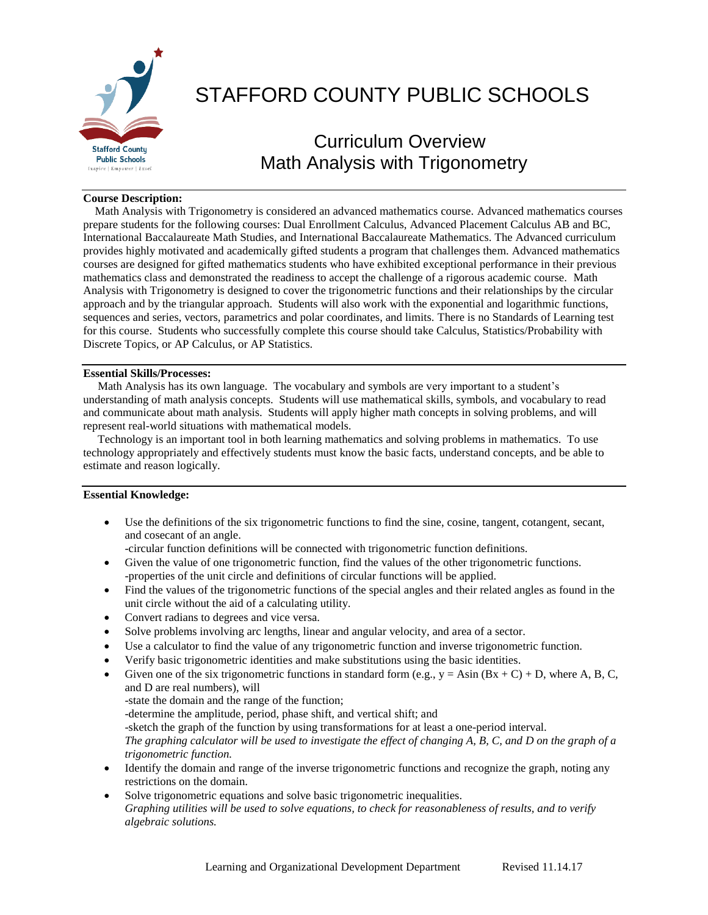# STAFFORD COUNTY PUBLIC SCHOOLS

## Curriculum Overview
## Math Analysis with Trigonometry

**Course Description:**

Math Analysis with Trigonometry is considered an advanced mathematics course. Advanced mathematics courses prepare students for the following courses: Dual Enrollment Calculus, Advanced Placement Calculus AB and BC, International Baccalaureate Math Studies, and International Baccalaureate Mathematics. The Advanced curriculum provides highly motivated and academically gifted students a program that challenges them. Advanced mathematics courses are designed for gifted mathematics students who have exhibited exceptional performance in their previous mathematics class and demonstrated the readiness to accept the challenge of a rigorous academic course. Math Analysis with Trigonometry is designed to cover the trigonometric functions and their relationships by the circular approach and by the triangular approach. Students will also work with the exponential and logarithmic functions, sequences and series, vectors, parametrics and polar coordinates, and limits. There is no Standards of Learning test for this course. Students who successfully complete this course should take Calculus, Statistics/Probability with Discrete Topics, or AP Calculus, or AP Statistics.

**Essential Skills/Processes:**

Math Analysis has its own language. The vocabulary and symbols are very important to a student's understanding of math analysis concepts. Students will use mathematical skills, symbols, and vocabulary to read and communicate about math analysis. Students will apply higher math concepts in solving problems, and will represent real-world situations with mathematical models.

Technology is an important tool in both learning mathematics and solving problems in mathematics. To use technology appropriately and effectively students must know the basic facts, understand concepts, and be able to estimate and reason logically.

**Essential Knowledge:**

- Use the definitions of the six trigonometric functions to find the sine, cosine, tangent, cotangent, secant, and cosecant of an angle.
  -circular function definitions will be connected with trigonometric function definitions.
- Given the value of one trigonometric function, find the values of the other trigonometric functions.
  -properties of the unit circle and definitions of circular functions will be applied.
- Find the values of the trigonometric functions of the special angles and their related angles as found in the unit circle without the aid of a calculating utility.
- Convert radians to degrees and vice versa.
- Solve problems involving arc lengths, linear and angular velocity, and area of a sector.
- Use a calculator to find the value of any trigonometric function and inverse trigonometric function.
- Verify basic trigonometric identities and make substitutions using the basic identities.
- Given one of the six trigonometric functions in standard form (e.g., $y = A\sin(Bx + C) + D$, where A, B, C, and D are real numbers), will
  -state the domain and the range of the function;
  -determine the amplitude, period, phase shift, and vertical shift; and
  -sketch the graph of the function by using transformations for at least a one-period interval.
  *The graphing calculator will be used to investigate the effect of changing A, B, C, and D on the graph of a trigonometric function.*
- Identify the domain and range of the inverse trigonometric functions and recognize the graph, noting any restrictions on the domain.
- Solve trigonometric equations and solve basic trigonometric inequalities.
  *Graphing utilities will be used to solve equations, to check for reasonableness of results, and to verify algebraic solutions.*

Learning and Organizational Development Department Revised 11.14.17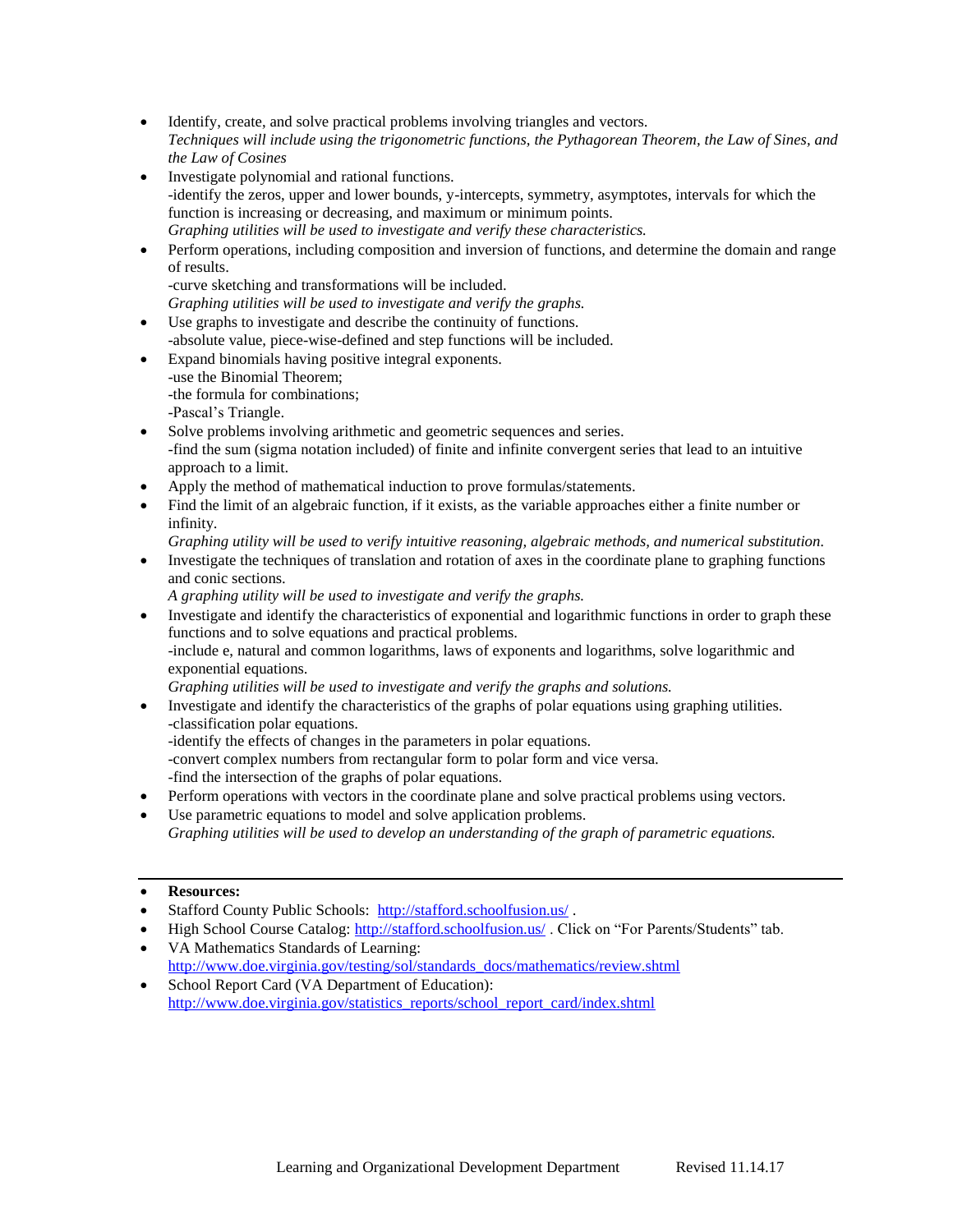- Identify, create, and solve practical problems involving triangles and vectors.
  *Techniques will include using the trigonometric functions, the Pythagorean Theorem, the Law of Sines, and the Law of Cosines*
- Investigate polynomial and rational functions.
  -identify the zeros, upper and lower bounds, y-intercepts, symmetry, asymptotes, intervals for which the function is increasing or decreasing, and maximum or minimum points.
  *Graphing utilities will be used to investigate and verify these characteristics.*
- Perform operations, including composition and inversion of functions, and determine the domain and range of results.
  -curve sketching and transformations will be included.
  *Graphing utilities will be used to investigate and verify the graphs.*
- Use graphs to investigate and describe the continuity of functions.
  -absolute value, piece-wise-defined and step functions will be included.
- Expand binomials having positive integral exponents.
  -use the Binomial Theorem;
  -the formula for combinations;
  -Pascal's Triangle.
- Solve problems involving arithmetic and geometric sequences and series.
  -find the sum (sigma notation included) of finite and infinite convergent series that lead to an intuitive approach to a limit.
- Apply the method of mathematical induction to prove formulas/statements.
- Find the limit of an algebraic function, if it exists, as the variable approaches either a finite number or infinity.
  *Graphing utility will be used to verify intuitive reasoning, algebraic methods, and numerical substitution.*
- Investigate the techniques of translation and rotation of axes in the coordinate plane to graphing functions and conic sections.
  *A graphing utility will be used to investigate and verify the graphs.*
- Investigate and identify the characteristics of exponential and logarithmic functions in order to graph these functions and to solve equations and practical problems.
  -include e, natural and common logarithms, laws of exponents and logarithms, solve logarithmic and exponential equations.
  *Graphing utilities will be used to investigate and verify the graphs and solutions.*
- Investigate and identify the characteristics of the graphs of polar equations using graphing utilities.
  -classification polar equations.
  -identify the effects of changes in the parameters in polar equations.
  -convert complex numbers from rectangular form to polar form and vice versa.
  -find the intersection of the graphs of polar equations.
- Perform operations with vectors in the coordinate plane and solve practical problems using vectors.
- Use parametric equations to model and solve application problems.
  *Graphing utilities will be used to develop an understanding of the graph of parametric equations.*

---

- **Resources:**
- Stafford County Public Schools: http://stafford.schoolfusion.us/ .
- High School Course Catalog: http://stafford.schoolfusion.us/ . Click on "For Parents/Students" tab.
- VA Mathematics Standards of Learning: http://www.doe.virginia.gov/testing/sol/standards_docs/mathematics/review.shtml
- School Report Card (VA Department of Education): http://www.doe.virginia.gov/statistics_reports/school_report_card/index.shtml

Learning and Organizational Development Department Revised 11.14.17